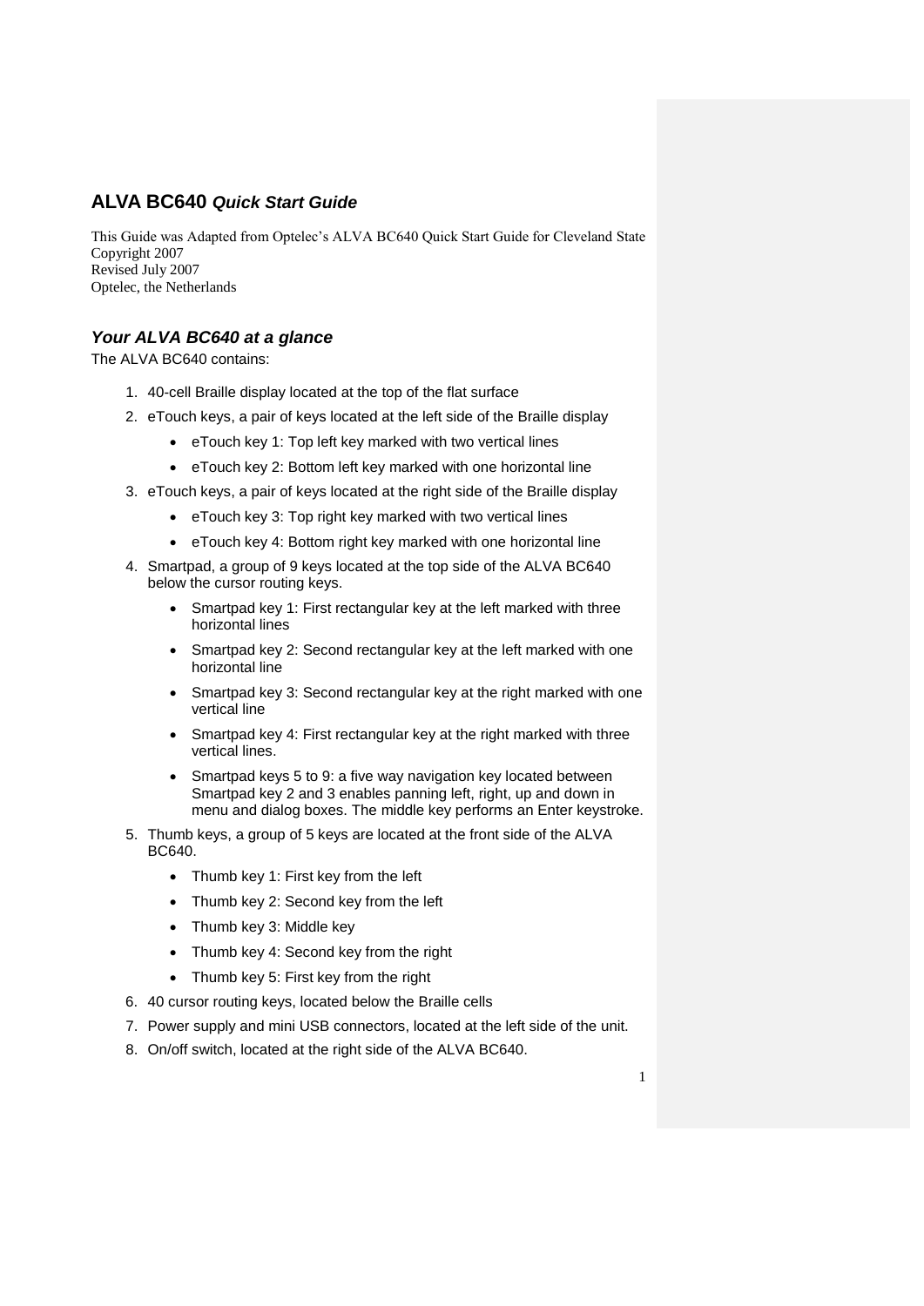# ALVA BC640 *Quick Start Guide*

This Guide was Adapted from Optelec's ALVA BC640 Quick Start Guide for Cleveland State
Copyright 2007
Revised July 2007
Optelec, the Netherlands

## *Your ALVA BC640 at a glance*

The ALVA BC640 contains:

1. 40-cell Braille display located at the top of the flat surface
2. eTouch keys, a pair of keys located at the left side of the Braille display
   - eTouch key 1: Top left key marked with two vertical lines
   - eTouch key 2: Bottom left key marked with one horizontal line
3. eTouch keys, a pair of keys located at the right side of the Braille display
   - eTouch key 3: Top right key marked with two vertical lines
   - eTouch key 4: Bottom right key marked with one horizontal line
4. Smartpad, a group of 9 keys located at the top side of the ALVA BC640 below the cursor routing keys.
   - Smartpad key 1: First rectangular key at the left marked with three horizontal lines
   - Smartpad key 2: Second rectangular key at the left marked with one horizontal line
   - Smartpad key 3: Second rectangular key at the right marked with one vertical line
   - Smartpad key 4: First rectangular key at the right marked with three vertical lines.
   - Smartpad keys 5 to 9: a five way navigation key located between Smartpad key 2 and 3 enables panning left, right, up and down in menu and dialog boxes. The middle key performs an Enter keystroke.
5. Thumb keys, a group of 5 keys are located at the front side of the ALVA BC640.
   - Thumb key 1: First key from the left
   - Thumb key 2: Second key from the left
   - Thumb key 3: Middle key
   - Thumb key 4: Second key from the right
   - Thumb key 5: First key from the right
6. 40 cursor routing keys, located below the Braille cells
7. Power supply and mini USB connectors, located at the left side of the unit.
8. On/off switch, located at the right side of the ALVA BC640.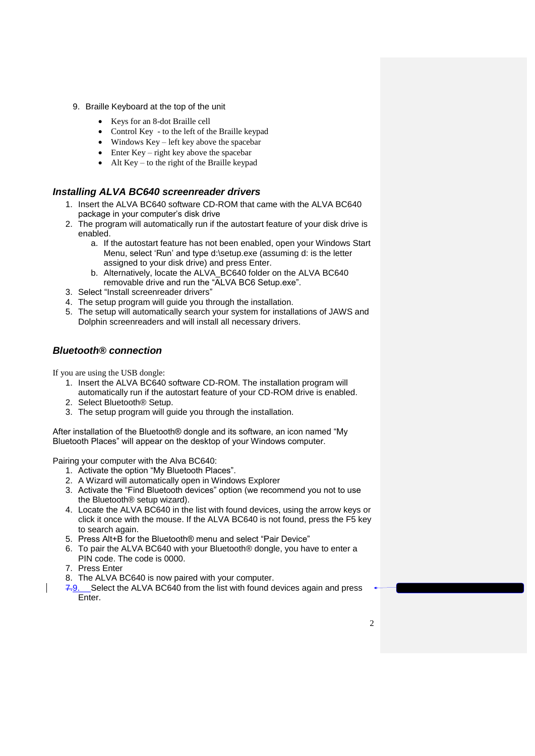9. Braille Keyboard at the top of the unit

    - Keys for an 8-dot Braille cell
    - Control Key - to the left of the Braille keypad
    - Windows Key – left key above the spacebar
    - Enter Key – right key above the spacebar
    - Alt Key – to the right of the Braille keypad

## *Installing ALVA BC640 screenreader drivers*

1. Insert the ALVA BC640 software CD-ROM that came with the ALVA BC640 package in your computer's disk drive
2. The program will automatically run if the autostart feature of your disk drive is enabled.
    a. If the autostart feature has not been enabled, open your Windows Start Menu, select 'Run' and type d:\setup.exe (assuming d: is the letter assigned to your disk drive) and press Enter.
    b. Alternatively, locate the ALVA_BC640 folder on the ALVA BC640 removable drive and run the "ALVA BC6 Setup.exe".
3. Select "Install screenreader drivers"
4. The setup program will guide you through the installation.
5. The setup will automatically search your system for installations of JAWS and Dolphin screenreaders and will install all necessary drivers.

## *Bluetooth® connection*

If you are using the USB dongle:

1. Insert the ALVA BC640 software CD-ROM. The installation program will automatically run if the autostart feature of your CD-ROM drive is enabled.
2. Select Bluetooth® Setup.
3. The setup program will guide you through the installation.

After installation of the Bluetooth® dongle and its software, an icon named "My Bluetooth Places" will appear on the desktop of your Windows computer.

Pairing your computer with the Alva BC640:

1. Activate the option "My Bluetooth Places".
2. A Wizard will automatically open in Windows Explorer
3. Activate the "Find Bluetooth devices" option (we recommend you not to use the Bluetooth® setup wizard).
4. Locate the ALVA BC640 in the list with found devices, using the arrow keys or click it once with the mouse. If the ALVA BC640 is not found, press the F5 key to search again.
5. Press Alt+B for the Bluetooth® menu and select "Pair Device"
6. To pair the ALVA BC640 with your Bluetooth® dongle, you have to enter a PIN code. The code is 0000.
7. Press Enter
8. The ALVA BC640 is now paired with your computer.
9. Select the ALVA BC640 from the list with found devices again and press Enter.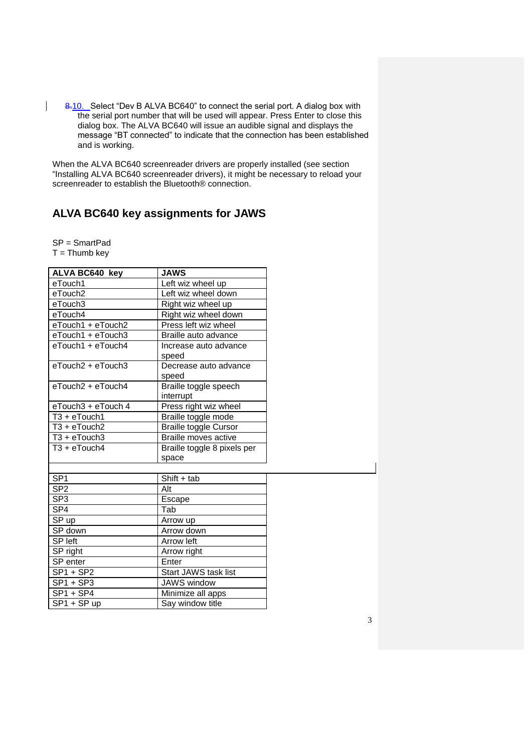10. Select “Dev B ALVA BC640” to connect the serial port. A dialog box with the serial port number that will be used will appear. Press Enter to close this dialog box. The ALVA BC640 will issue an audible signal and displays the message “BT connected” to indicate that the connection has been established and is working.

When the ALVA BC640 screenreader drivers are properly installed (see section “Installing ALVA BC640 screenreader drivers), it might be necessary to reload your screenreader to establish the Bluetooth® connection.

## ALVA BC640 key assignments for JAWS

SP = SmartPad
T = Thumb key

| ALVA BC640 key | JAWS |
|---|---|
| eTouch1 | Left wiz wheel up |
| eTouch2 | Left wiz wheel down |
| eTouch3 | Right wiz wheel up |
| eTouch4 | Right wiz wheel down |
| eTouch1 + eTouch2 | Press left wiz wheel |
| eTouch1 + eTouch3 | Braille auto advance |
| eTouch1 + eTouch4 | Increase auto advance speed |
| eTouch2 + eTouch3 | Decrease auto advance speed |
| eTouch2 + eTouch4 | Braille toggle speech interrupt |
| eTouch3 + eTouch 4 | Press right wiz wheel |
| T3 + eTouch1 | Braille toggle mode |
| T3 + eTouch2 | Braille toggle Cursor |
| T3 + eTouch3 | Braille moves active |
| T3 + eTouch4 | Braille toggle 8 pixels per space |
| | |
| SP1 | Shift + tab |
| SP2 | Alt |
| SP3 | Escape |
| SP4 | Tab |
| SP up | Arrow up |
| SP down | Arrow down |
| SP left | Arrow left |
| SP right | Arrow right |
| SP enter | Enter |
| SP1 + SP2 | Start JAWS task list |
| SP1 + SP3 | JAWS window |
| SP1 + SP4 | Minimize all apps |
| SP1 + SP up | Say window title |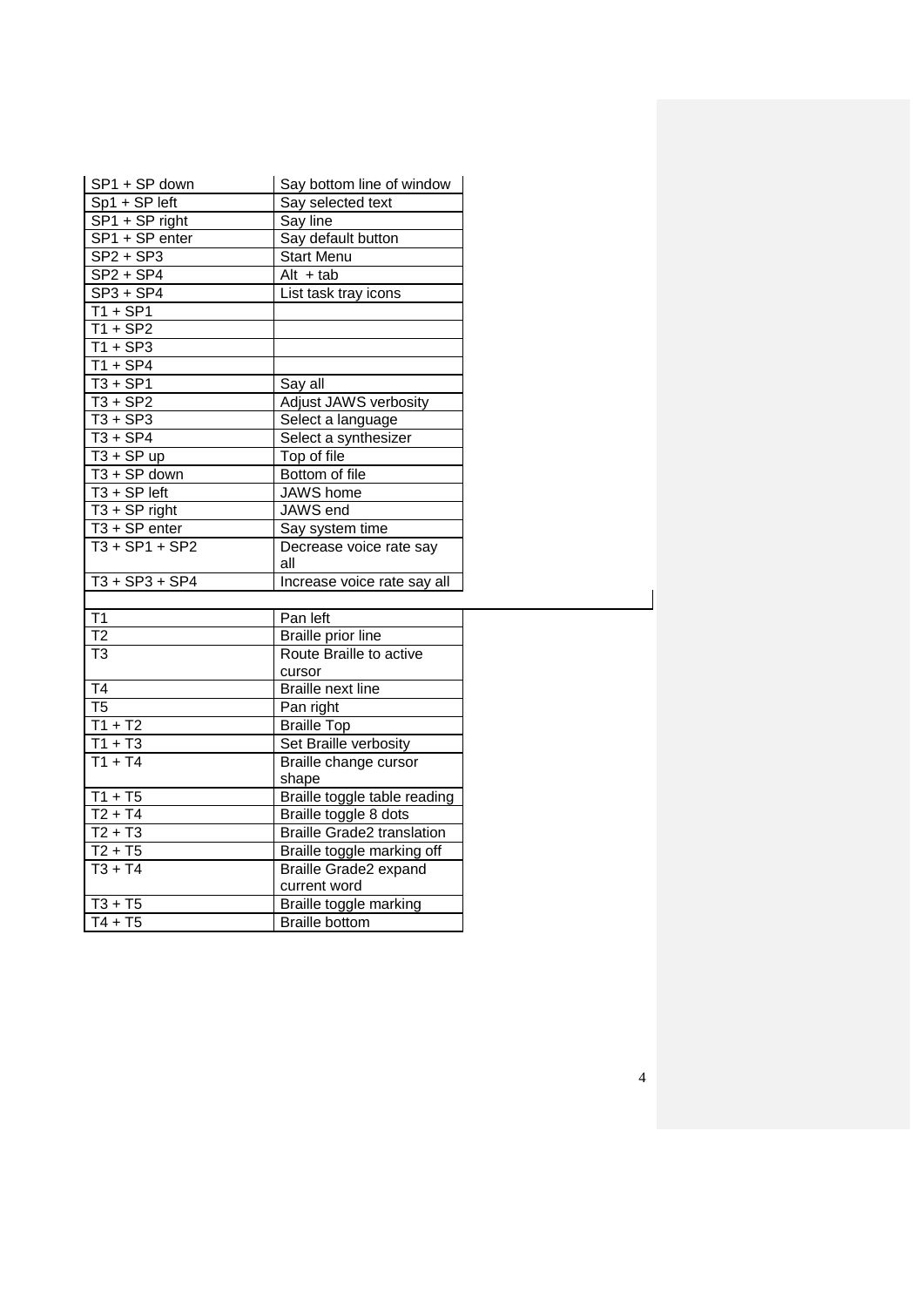| | |
|---|---|
| SP1 + SP down | Say bottom line of window |
| Sp1 + SP left | Say selected text |
| SP1 + SP right | Say line |
| SP1 + SP enter | Say default button |
| SP2 + SP3 | Start Menu |
| SP2 + SP4 | Alt + tab |
| SP3 + SP4 | List task tray icons |
| T1 + SP1 | |
| T1 + SP2 | |
| T1 + SP3 | |
| T1 + SP4 | |
| T3 + SP1 | Say all |
| T3 + SP2 | Adjust JAWS verbosity |
| T3 + SP3 | Select a language |
| T3 + SP4 | Select a synthesizer |
| T3 + SP up | Top of file |
| T3 + SP down | Bottom of file |
| T3 + SP left | JAWS home |
| T3 + SP right | JAWS end |
| T3 + SP enter | Say system time |
| T3 + SP1 + SP2 | Decrease voice rate say all |
| T3 + SP3 + SP4 | Increase voice rate say all |
| | |
| T1 | Pan left |
| T2 | Braille prior line |
| T3 | Route Braille to active cursor |
| T4 | Braille next line |
| T5 | Pan right |
| T1 + T2 | Braille Top |
| T1 + T3 | Set Braille verbosity |
| T1 + T4 | Braille change cursor shape |
| T1 + T5 | Braille toggle table reading |
| T2 + T4 | Braille toggle 8 dots |
| T2 + T3 | Braille Grade2 translation |
| T2 + T5 | Braille toggle marking off |
| T3 + T4 | Braille Grade2 expand current word |
| T3 + T5 | Braille toggle marking |
| T4 + T5 | Braille bottom |